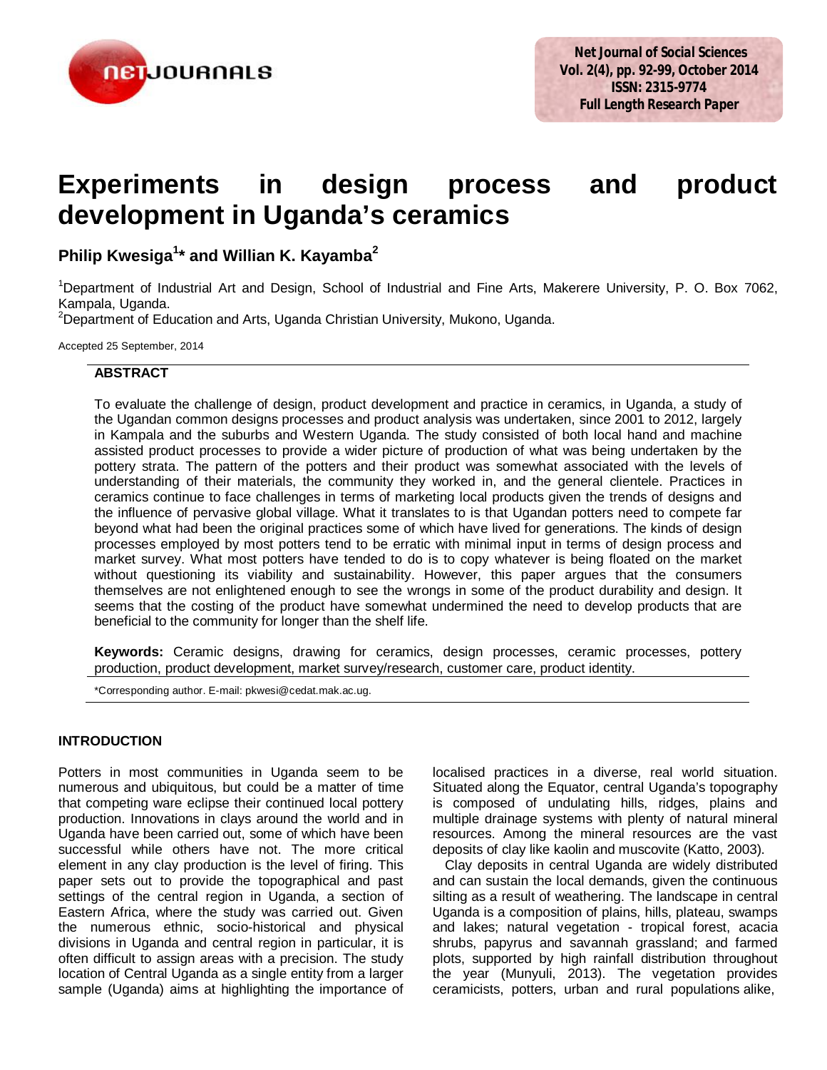# Experiments in design process and product development in Uganda's ceramics

**Philip Kwesiga[1]* and Willian K. Kayamba[2]**

[1]Department of Industrial Art and Design, School of Industrial and Fine Arts, Makerere University, P. O. Box 7062, Kampala, Uganda.
[2]Department of Education and Arts, Uganda Christian University, Mukono, Uganda.

Accepted 25 September, 2014

## ABSTRACT

To evaluate the challenge of design, product development and practice in ceramics, in Uganda, a study of the Ugandan common designs processes and product analysis was undertaken, since 2001 to 2012, largely in Kampala and the suburbs and Western Uganda. The study consisted of both local hand and machine assisted product processes to provide a wider picture of production of what was being undertaken by the pottery strata. The pattern of the potters and their product was somewhat associated with the levels of understanding of their materials, the community they worked in, and the general clientele. Practices in ceramics continue to face challenges in terms of marketing local products given the trends of designs and the influence of pervasive global village. What it translates to is that Ugandan potters need to compete far beyond what had been the original practices some of which have lived for generations. The kinds of design processes employed by most potters tend to be erratic with minimal input in terms of design process and market survey. What most potters have tended to do is to copy whatever is being floated on the market without questioning its viability and sustainability. However, this paper argues that the consumers themselves are not enlightened enough to see the wrongs in some of the product durability and design. It seems that the costing of the product have somewhat undermined the need to develop products that are beneficial to the community for longer than the shelf life.

**Keywords:** Ceramic designs, drawing for ceramics, design processes, ceramic processes, pottery production, product development, market survey/research, customer care, product identity.

*Corresponding author. E-mail: pkwesi@cedat.mak.ac.ug.

## INTRODUCTION

Potters in most communities in Uganda seem to be numerous and ubiquitous, but could be a matter of time that competing ware eclipse their continued local pottery production. Innovations in clays around the world and in Uganda have been carried out, some of which have been successful while others have not. The more critical element in any clay production is the level of firing. This paper sets out to provide the topographical and past settings of the central region in Uganda, a section of Eastern Africa, where the study was carried out. Given the numerous ethnic, socio-historical and physical divisions in Uganda and central region in particular, it is often difficult to assign areas with a precision. The study location of Central Uganda as a single entity from a larger sample (Uganda) aims at highlighting the importance of localised practices in a diverse, real world situation. Situated along the Equator, central Uganda's topography is composed of undulating hills, ridges, plains and multiple drainage systems with plenty of natural mineral resources. Among the mineral resources are the vast deposits of clay like kaolin and muscovite (Katto, 2003).

Clay deposits in central Uganda are widely distributed and can sustain the local demands, given the continuous silting as a result of weathering. The landscape in central Uganda is a composition of plains, hills, plateau, swamps and lakes; natural vegetation - tropical forest, acacia shrubs, papyrus and savannah grassland; and farmed plots, supported by high rainfall distribution throughout the year (Munyuli, 2013). The vegetation provides ceramicists, potters, urban and rural populations alike,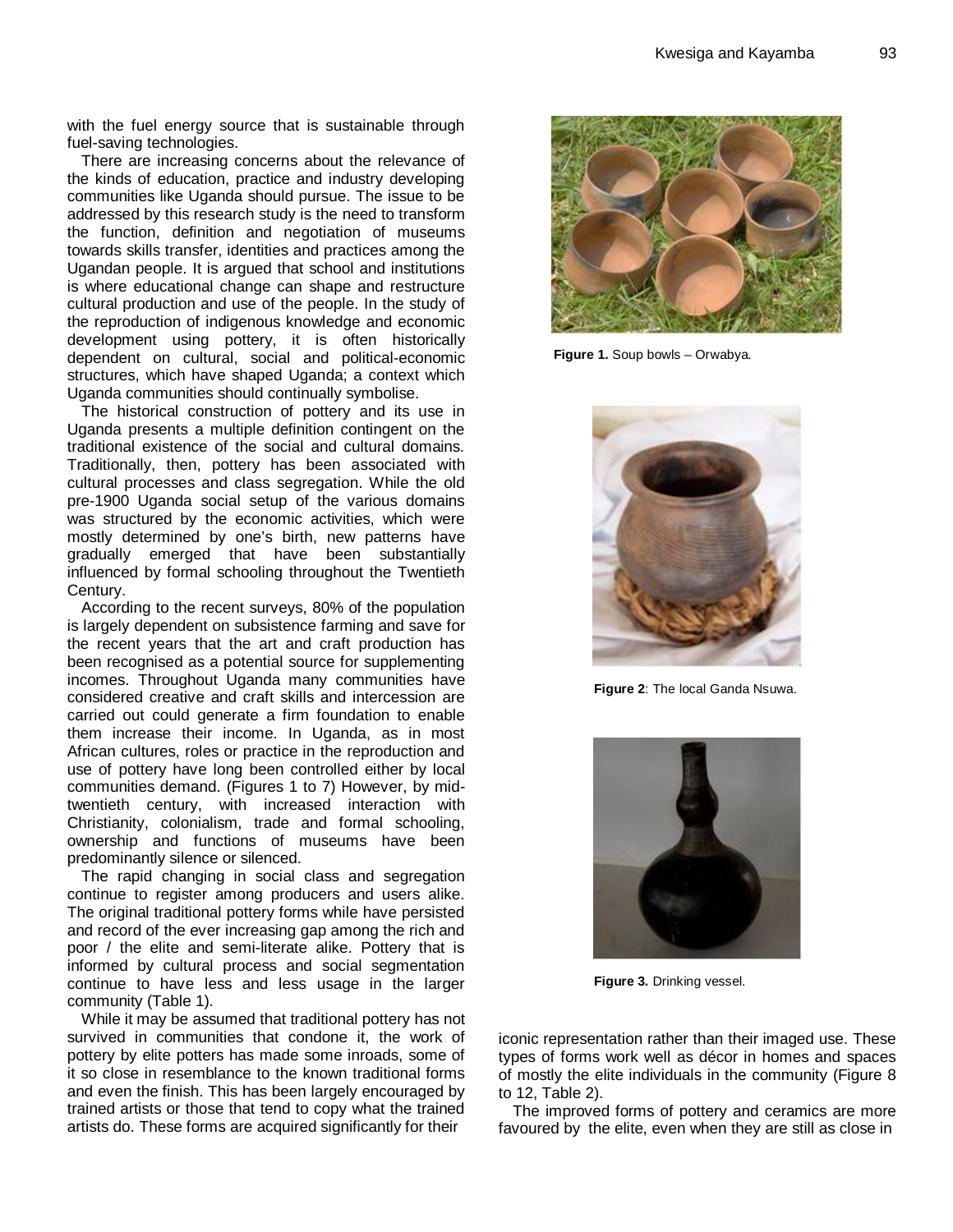with the fuel energy source that is sustainable through fuel-saving technologies.

There are increasing concerns about the relevance of the kinds of education, practice and industry developing communities like Uganda should pursue. The issue to be addressed by this research study is the need to transform the function, definition and negotiation of museums towards skills transfer, identities and practices among the Ugandan people. It is argued that school and institutions is where educational change can shape and restructure cultural production and use of the people. In the study of the reproduction of indigenous knowledge and economic development using pottery, it is often historically dependent on cultural, social and political-economic structures, which have shaped Uganda; a context which Uganda communities should continually symbolise.

The historical construction of pottery and its use in Uganda presents a multiple definition contingent on the traditional existence of the social and cultural domains. Traditionally, then, pottery has been associated with cultural processes and class segregation. While the old pre-1900 Uganda social setup of the various domains was structured by the economic activities, which were mostly determined by one's birth, new patterns have gradually emerged that have been substantially influenced by formal schooling throughout the Twentieth Century.

According to the recent surveys, 80% of the population is largely dependent on subsistence farming and save for the recent years that the art and craft production has been recognised as a potential source for supplementing incomes. Throughout Uganda many communities have considered creative and craft skills and intercession are carried out could generate a firm foundation to enable them increase their income. In Uganda, as in most African cultures, roles or practice in the reproduction and use of pottery have long been controlled either by local communities demand. (Figures 1 to 7) However, by mid-twentieth century, with increased interaction with Christianity, colonialism, trade and formal schooling, ownership and functions of museums have been predominantly silence or silenced.

The rapid changing in social class and segregation continue to register among producers and users alike. The original traditional pottery forms while have persisted and record of the ever increasing gap among the rich and poor / the elite and semi-literate alike. Pottery that is informed by cultural process and social segmentation continue to have less and less usage in the larger community (Table 1).

While it may be assumed that traditional pottery has not survived in communities that condone it, the work of pottery by elite potters has made some inroads, some of it so close in resemblance to the known traditional forms and even the finish. This has been largely encouraged by trained artists or those that tend to copy what the trained artists do. These forms are acquired significantly for their iconic representation rather than their imaged use. These types of forms work well as décor in homes and spaces of mostly the elite individuals in the community (Figure 8 to 12, Table 2).

**Figure 1.** Soup bowls – Orwabya.

**Figure 2**: The local Ganda Nsuwa.

**Figure 3.** Drinking vessel.

The improved forms of pottery and ceramics are more favoured by the elite, even when they are still as close in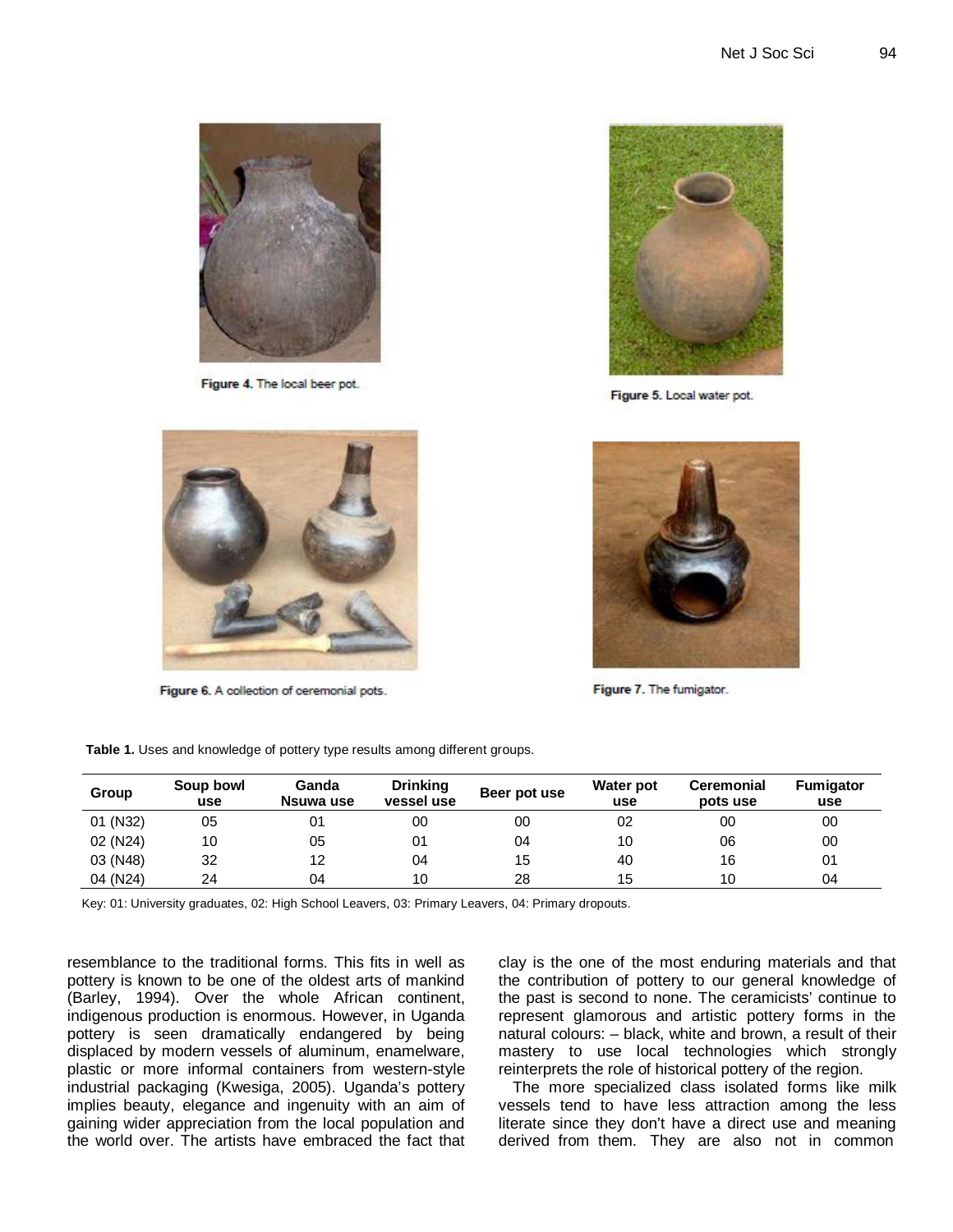Figure 4. The local beer pot.

Figure 5. Local water pot.

Figure 6. A collection of ceremonial pots.

Figure 7. The fumigator.

**Table 1.** Uses and knowledge of pottery type results among different groups.

| Group | Soup bowl use | Ganda Nsuwa use | Drinking vessel use | Beer pot use | Water pot use | Ceremonial pots use | Fumigator use |
|---|---|---|---|---|---|---|---|
| 01 (N32) | 05 | 01 | 00 | 00 | 02 | 00 | 00 |
| 02 (N24) | 10 | 05 | 01 | 04 | 10 | 06 | 00 |
| 03 (N48) | 32 | 12 | 04 | 15 | 40 | 16 | 01 |
| 04 (N24) | 24 | 04 | 10 | 28 | 15 | 10 | 04 |

Key: 01: University graduates, 02: High School Leavers, 03: Primary Leavers, 04: Primary dropouts.

resemblance to the traditional forms. This fits in well as pottery is known to be one of the oldest arts of mankind (Barley, 1994). Over the whole African continent, indigenous production is enormous. However, in Uganda pottery is seen dramatically endangered by being displaced by modern vessels of aluminum, enamelware, plastic or more informal containers from western-style industrial packaging (Kwesiga, 2005). Uganda's pottery implies beauty, elegance and ingenuity with an aim of gaining wider appreciation from the local population and the world over. The artists have embraced the fact that clay is the one of the most enduring materials and that the contribution of pottery to our general knowledge of the past is second to none. The ceramicists' continue to represent glamorous and artistic pottery forms in the natural colours: – black, white and brown, a result of their mastery to use local technologies which strongly reinterprets the role of historical pottery of the region.

The more specialized class isolated forms like milk vessels tend to have less attraction among the less literate since they don't have a direct use and meaning derived from them. They are also not in common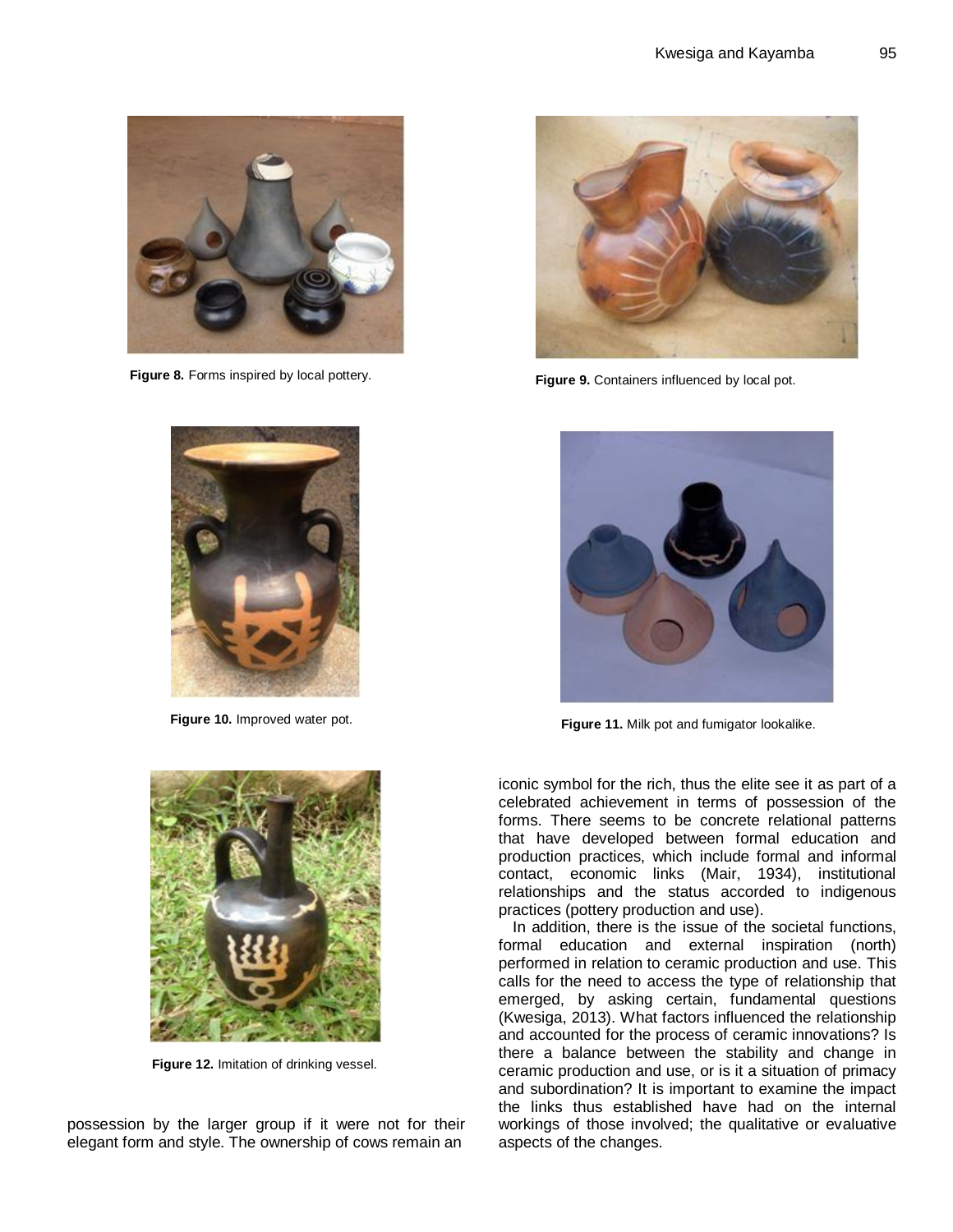Figure 8. Forms inspired by local pottery.

Figure 9. Containers influenced by local pot.

Figure 10. Improved water pot.

Figure 11. Milk pot and fumigator lookalike.

Figure 12. Imitation of drinking vessel.

possession by the larger group if it were not for their elegant form and style. The ownership of cows remain an iconic symbol for the rich, thus the elite see it as part of a celebrated achievement in terms of possession of the forms. There seems to be concrete relational patterns that have developed between formal education and production practices, which include formal and informal contact, economic links (Mair, 1934), institutional relationships and the status accorded to indigenous practices (pottery production and use).

In addition, there is the issue of the societal functions, formal education and external inspiration (north) performed in relation to ceramic production and use. This calls for the need to access the type of relationship that emerged, by asking certain, fundamental questions (Kwesiga, 2013). What factors influenced the relationship and accounted for the process of ceramic innovations? Is there a balance between the stability and change in ceramic production and use, or is it a situation of primacy and subordination? It is important to examine the impact the links thus established have had on the internal workings of those involved; the qualitative or evaluative aspects of the changes.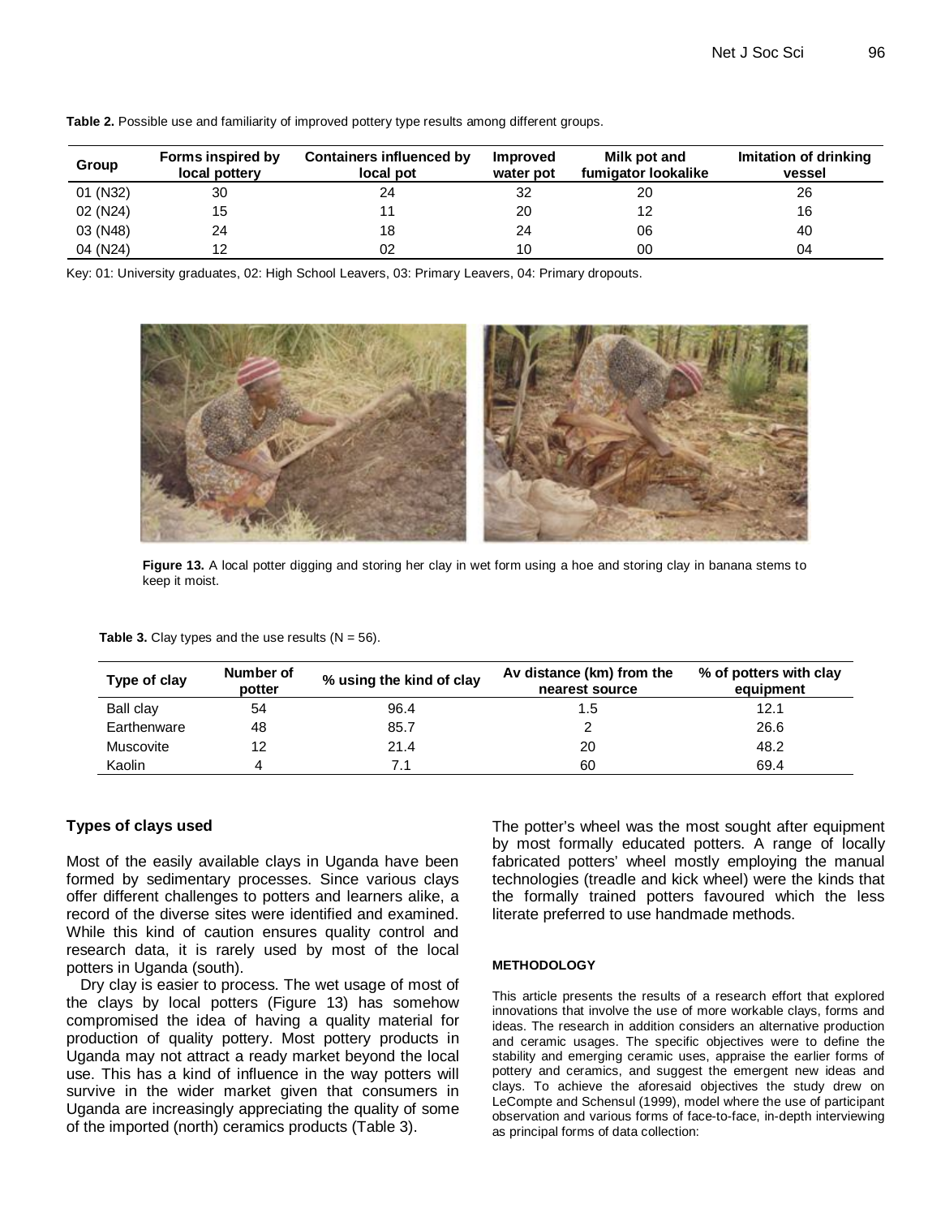**Table 2.** Possible use and familiarity of improved pottery type results among different groups.

| Group | Forms inspired by local pottery | Containers influenced by local pot | Improved water pot | Milk pot and fumigator lookalike | Imitation of drinking vessel |
|---|---|---|---|---|---|
| 01 (N32) | 30 | 24 | 32 | 20 | 26 |
| 02 (N24) | 15 | 11 | 20 | 12 | 16 |
| 03 (N48) | 24 | 18 | 24 | 06 | 40 |
| 04 (N24) | 12 | 02 | 10 | 00 | 04 |

Key: 01: University graduates, 02: High School Leavers, 03: Primary Leavers, 04: Primary dropouts.

**Figure 13.** A local potter digging and storing her clay in wet form using a hoe and storing clay in banana stems to keep it moist.

**Table 3.** Clay types and the use results (N = 56).

| Type of clay | Number of potter | % using the kind of clay | Av distance (km) from the nearest source | % of potters with clay equipment |
|---|---|---|---|---|
| Ball clay | 54 | 96.4 | 1.5 | 12.1 |
| Earthenware | 48 | 85.7 | 2 | 26.6 |
| Muscovite | 12 | 21.4 | 20 | 48.2 |
| Kaolin | 4 | 7.1 | 60 | 69.4 |

### Types of clays used

Most of the easily available clays in Uganda have been formed by sedimentary processes. Since various clays offer different challenges to potters and learners alike, a record of the diverse sites were identified and examined. While this kind of caution ensures quality control and research data, it is rarely used by most of the local potters in Uganda (south).

Dry clay is easier to process. The wet usage of most of the clays by local potters (Figure 13) has somehow compromised the idea of having a quality material for production of quality pottery. Most pottery products in Uganda may not attract a ready market beyond the local use. This has a kind of influence in the way potters will survive in the wider market given that consumers in Uganda are increasingly appreciating the quality of some of the imported (north) ceramics products (Table 3).

The potter's wheel was the most sought after equipment by most formally educated potters. A range of locally fabricated potters' wheel mostly employing the manual technologies (treadle and kick wheel) were the kinds that the formally trained potters favoured which the less literate preferred to use handmade methods.

## METHODOLOGY

This article presents the results of a research effort that explored innovations that involve the use of more workable clays, forms and ideas. The research in addition considers an alternative production and ceramic usages. The specific objectives were to define the stability and emerging ceramic uses, appraise the earlier forms of pottery and ceramics, and suggest the emergent new ideas and clays. To achieve the aforesaid objectives the study drew on LeCompte and Schensul (1999), model where the use of participant observation and various forms of face-to-face, in-depth interviewing as principal forms of data collection: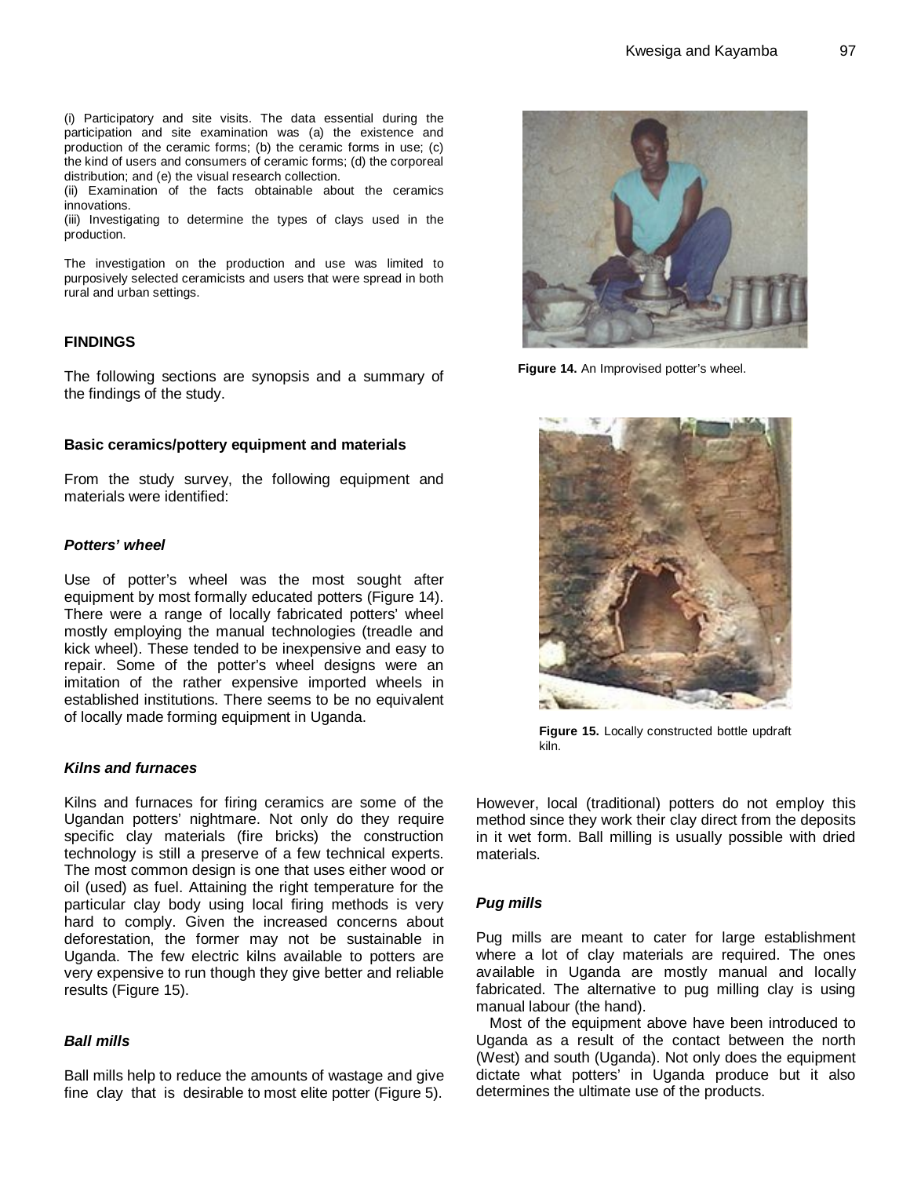(i) Participatory and site visits. The data essential during the participation and site examination was (a) the existence and production of the ceramic forms; (b) the ceramic forms in use; (c) the kind of users and consumers of ceramic forms; (d) the corporeal distribution; and (e) the visual research collection.
(ii) Examination of the facts obtainable about the ceramics innovations.
(iii) Investigating to determine the types of clays used in the production.

The investigation on the production and use was limited to purposively selected ceramicists and users that were spread in both rural and urban settings.

## FINDINGS

The following sections are synopsis and a summary of the findings of the study.

### Basic ceramics/pottery equipment and materials

From the study survey, the following equipment and materials were identified:

#### *Potters' wheel*

Use of potter's wheel was the most sought after equipment by most formally educated potters (Figure 14). There were a range of locally fabricated potters' wheel mostly employing the manual technologies (treadle and kick wheel). These tended to be inexpensive and easy to repair. Some of the potter's wheel designs were an imitation of the rather expensive imported wheels in established institutions. There seems to be no equivalent of locally made forming equipment in Uganda.

**Figure 14.** An Improvised potter's wheel.

#### *Kilns and furnaces*

Kilns and furnaces for firing ceramics are some of the Ugandan potters' nightmare. Not only do they require specific clay materials (fire bricks) the construction technology is still a preserve of a few technical experts. The most common design is one that uses either wood or oil (used) as fuel. Attaining the right temperature for the particular clay body using local firing methods is very hard to comply. Given the increased concerns about deforestation, the former may not be sustainable in Uganda. The few electric kilns available to potters are very expensive to run though they give better and reliable results (Figure 15).

**Figure 15.** Locally constructed bottle updraft kiln.

#### *Ball mills*

Ball mills help to reduce the amounts of wastage and give fine clay that is desirable to most elite potter (Figure 5). However, local (traditional) potters do not employ this method since they work their clay direct from the deposits in it wet form. Ball milling is usually possible with dried materials.

#### *Pug mills*

Pug mills are meant to cater for large establishment where a lot of clay materials are required. The ones available in Uganda are mostly manual and locally fabricated. The alternative to pug milling clay is using manual labour (the hand).

Most of the equipment above have been introduced to Uganda as a result of the contact between the north (West) and south (Uganda). Not only does the equipment dictate what potters' in Uganda produce but it also determines the ultimate use of the products.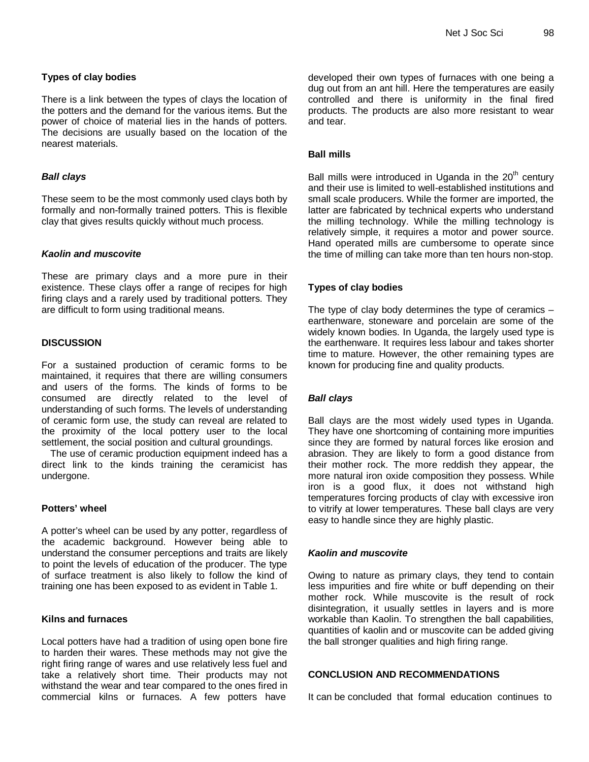### Types of clay bodies

There is a link between the types of clays the location of the potters and the demand for the various items. But the power of choice of material lies in the hands of potters. The decisions are usually based on the location of the nearest materials.

#### *Ball clays*

These seem to be the most commonly used clays both by formally and non-formally trained potters. This is flexible clay that gives results quickly without much process.

#### *Kaolin and muscovite*

These are primary clays and a more pure in their existence. These clays offer a range of recipes for high firing clays and a rarely used by traditional potters. They are difficult to form using traditional means.

## DISCUSSION

For a sustained production of ceramic forms to be maintained, it requires that there are willing consumers and users of the forms. The kinds of forms to be consumed are directly related to the level of understanding of such forms. The levels of understanding of ceramic form use, the study can reveal are related to the proximity of the local pottery user to the local settlement, the social position and cultural groundings.

The use of ceramic production equipment indeed has a direct link to the kinds training the ceramicist has undergone.

### Potters' wheel

A potter's wheel can be used by any potter, regardless of the academic background. However being able to understand the consumer perceptions and traits are likely to point the levels of education of the producer. The type of surface treatment is also likely to follow the kind of training one has been exposed to as evident in Table 1.

### Kilns and furnaces

Local potters have had a tradition of using open bone fire to harden their wares. These methods may not give the right firing range of wares and use relatively less fuel and take a relatively short time. Their products may not withstand the wear and tear compared to the ones fired in commercial kilns or furnaces. A few potters have developed their own types of furnaces with one being a dug out from an ant hill. Here the temperatures are easily controlled and there is uniformity in the final fired products. The products are also more resistant to wear and tear.

### Ball mills

Ball mills were introduced in Uganda in the 20th century and their use is limited to well-established institutions and small scale producers. While the former are imported, the latter are fabricated by technical experts who understand the milling technology. While the milling technology is relatively simple, it requires a motor and power source. Hand operated mills are cumbersome to operate since the time of milling can take more than ten hours non-stop.

### Types of clay bodies

The type of clay body determines the type of ceramics – earthenware, stoneware and porcelain are some of the widely known bodies. In Uganda, the largely used type is the earthenware. It requires less labour and takes shorter time to mature. However, the other remaining types are known for producing fine and quality products.

#### *Ball clays*

Ball clays are the most widely used types in Uganda. They have one shortcoming of containing more impurities since they are formed by natural forces like erosion and abrasion. They are likely to form a good distance from their mother rock. The more reddish they appear, the more natural iron oxide composition they possess. While iron is a good flux, it does not withstand high temperatures forcing products of clay with excessive iron to vitrify at lower temperatures. These ball clays are very easy to handle since they are highly plastic.

#### *Kaolin and muscovite*

Owing to nature as primary clays, they tend to contain less impurities and fire white or buff depending on their mother rock. While muscovite is the result of rock disintegration, it usually settles in layers and is more workable than Kaolin. To strengthen the ball capabilities, quantities of kaolin and or muscovite can be added giving the ball stronger qualities and high firing range.

## CONCLUSION AND RECOMMENDATIONS

It can be concluded that formal education continues to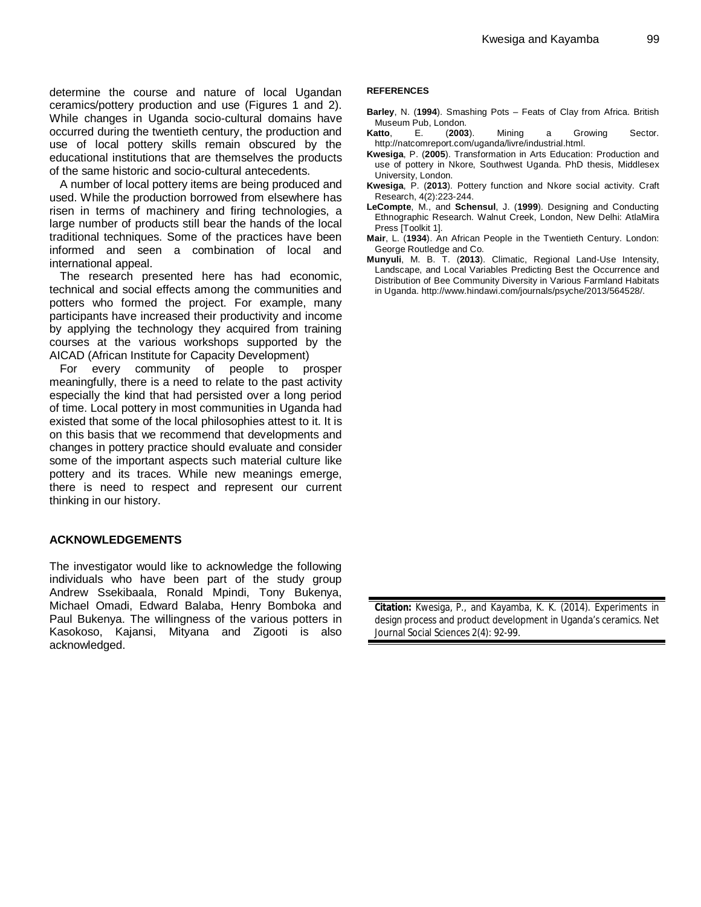determine the course and nature of local Ugandan ceramics/pottery production and use (Figures 1 and 2). While changes in Uganda socio-cultural domains have occurred during the twentieth century, the production and use of local pottery skills remain obscured by the educational institutions that are themselves the products of the same historic and socio-cultural antecedents.

A number of local pottery items are being produced and used. While the production borrowed from elsewhere has risen in terms of machinery and firing technologies, a large number of products still bear the hands of the local traditional techniques. Some of the practices have been informed and seen a combination of local and international appeal.

The research presented here has had economic, technical and social effects among the communities and potters who formed the project. For example, many participants have increased their productivity and income by applying the technology they acquired from training courses at the various workshops supported by the AICAD (African Institute for Capacity Development)

For every community of people to prosper meaningfully, there is a need to relate to the past activity especially the kind that had persisted over a long period of time. Local pottery in most communities in Uganda had existed that some of the local philosophies attest to it. It is on this basis that we recommend that developments and changes in pottery practice should evaluate and consider some of the important aspects such material culture like pottery and its traces. While new meanings emerge, there is need to respect and represent our current thinking in our history.

## ACKNOWLEDGEMENTS

The investigator would like to acknowledge the following individuals who have been part of the study group Andrew Ssekibaala, Ronald Mpindi, Tony Bukenya, Michael Omadi, Edward Balaba, Henry Bomboka and Paul Bukenya. The willingness of the various potters in Kasokoso, Kajansi, Mityana and Zigooti is also acknowledged.

## REFERENCES

**Barley**, N. (**1994**). Smashing Pots – Feats of Clay from Africa. British Museum Pub, London.

**Katto**, E. (**2003**). Mining a Growing Sector. http://natcomreport.com/uganda/livre/industrial.html.

**Kwesiga**, P. (**2005**). Transformation in Arts Education: Production and use of pottery in Nkore, Southwest Uganda. PhD thesis, Middlesex University, London.

**Kwesiga**, P. (**2013**). Pottery function and Nkore social activity. Craft Research, 4(2):223-244.

**LeCompte**, M., and **Schensul**, J. (**1999**). Designing and Conducting Ethnographic Research. Walnut Creek, London, New Delhi: AtlaMira Press [Toolkit 1].

**Mair**, L. (**1934**). An African People in the Twentieth Century. London: George Routledge and Co.

**Munyuli**, M. B. T. (**2013**). Climatic, Regional Land-Use Intensity, Landscape, and Local Variables Predicting Best the Occurrence and Distribution of Bee Community Diversity in Various Farmland Habitats in Uganda. http://www.hindawi.com/journals/psyche/2013/564528/.

**Citation:** Kwesiga, P., and Kayamba, K. K. (2014). Experiments in design process and product development in Uganda's ceramics. Net Journal Social Sciences 2(4): 92-99.